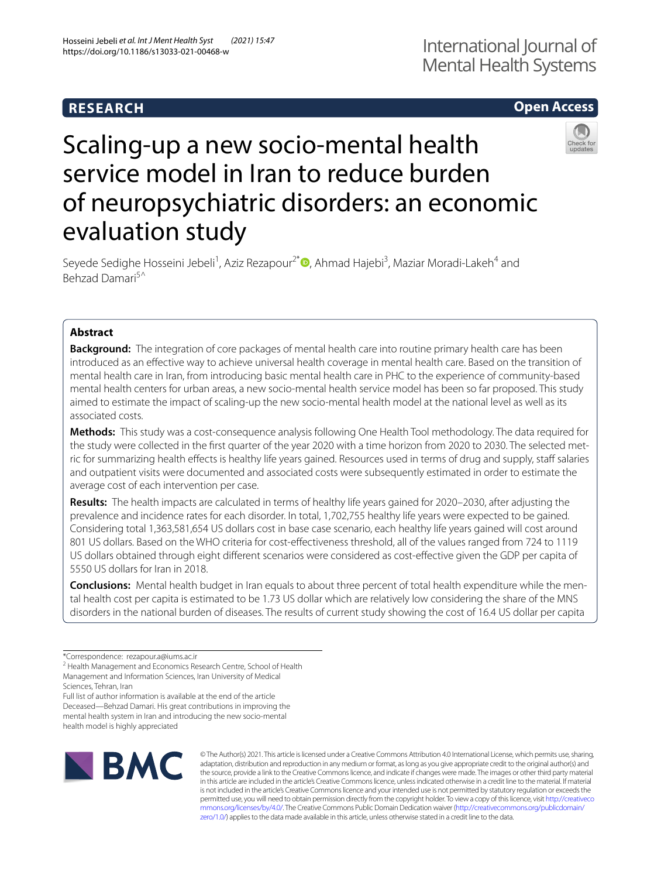**RESEARCH** **Open Access**

# Scaling-up a new socio-mental health service model in Iran to reduce burden of neuropsychiatric disorders: an economic evaluation study

Seyede Sedighe Hosseini Jebeli[1], Aziz Rezapour[2*], Ahmad Hajebi[3], Maziar Moradi-Lakeh[4] and Behzad Damari[5^]

## Abstract

**Background:** The integration of core packages of mental health care into routine primary health care has been introduced as an effective way to achieve universal health coverage in mental health care. Based on the transition of mental health care in Iran, from introducing basic mental health care in PHC to the experience of community-based mental health centers for urban areas, a new socio-mental health service model has been so far proposed. This study aimed to estimate the impact of scaling-up the new socio-mental health model at the national level as well as its associated costs.

**Methods:** This study was a cost-consequence analysis following One Health Tool methodology. The data required for the study were collected in the first quarter of the year 2020 with a time horizon from 2020 to 2030. The selected metric for summarizing health effects is healthy life years gained. Resources used in terms of drug and supply, staff salaries and outpatient visits were documented and associated costs were subsequently estimated in order to estimate the average cost of each intervention per case.

**Results:** The health impacts are calculated in terms of healthy life years gained for 2020–2030, after adjusting the prevalence and incidence rates for each disorder. In total, 1,702,755 healthy life years were expected to be gained. Considering total 1,363,581,654 US dollars cost in base case scenario, each healthy life years gained will cost around 801 US dollars. Based on the WHO criteria for cost-effectiveness threshold, all of the values ranged from 724 to 1119 US dollars obtained through eight different scenarios were considered as cost-effective given the GDP per capita of 5550 US dollars for Iran in 2018.

**Conclusions:** Mental health budget in Iran equals to about three percent of total health expenditure while the mental health cost per capita is estimated to be 1.73 US dollar which are relatively low considering the share of the MNS disorders in the national burden of diseases. The results of current study showing the cost of 16.4 US dollar per capita

---

*Correspondence: rezapour.a@iums.ac.ir

[2] Health Management and Economics Research Centre, School of Health Management and Information Sciences, Iran University of Medical Sciences, Tehran, Iran

Full list of author information is available at the end of the article

Deceased—Behzad Damari. His great contributions in improving the mental health system in Iran and introducing the new socio-mental health model is highly appreciated

© The Author(s) 2021. This article is licensed under a Creative Commons Attribution 4.0 International License, which permits use, sharing, adaptation, distribution and reproduction in any medium or format, as long as you give appropriate credit to the original author(s) and the source, provide a link to the Creative Commons licence, and indicate if changes were made. The images or other third party material in this article are included in the article's Creative Commons licence, unless indicated otherwise in a credit line to the material. If material is not included in the article's Creative Commons licence and your intended use is not permitted by statutory regulation or exceeds the permitted use, you will need to obtain permission directly from the copyright holder. To view a copy of this licence, visit http://creativecommons.org/licenses/by/4.0/. The Creative Commons Public Domain Dedication waiver (http://creativecommons.org/publicdomain/zero/1.0/) applies to the data made available in this article, unless otherwise stated in a credit line to the data.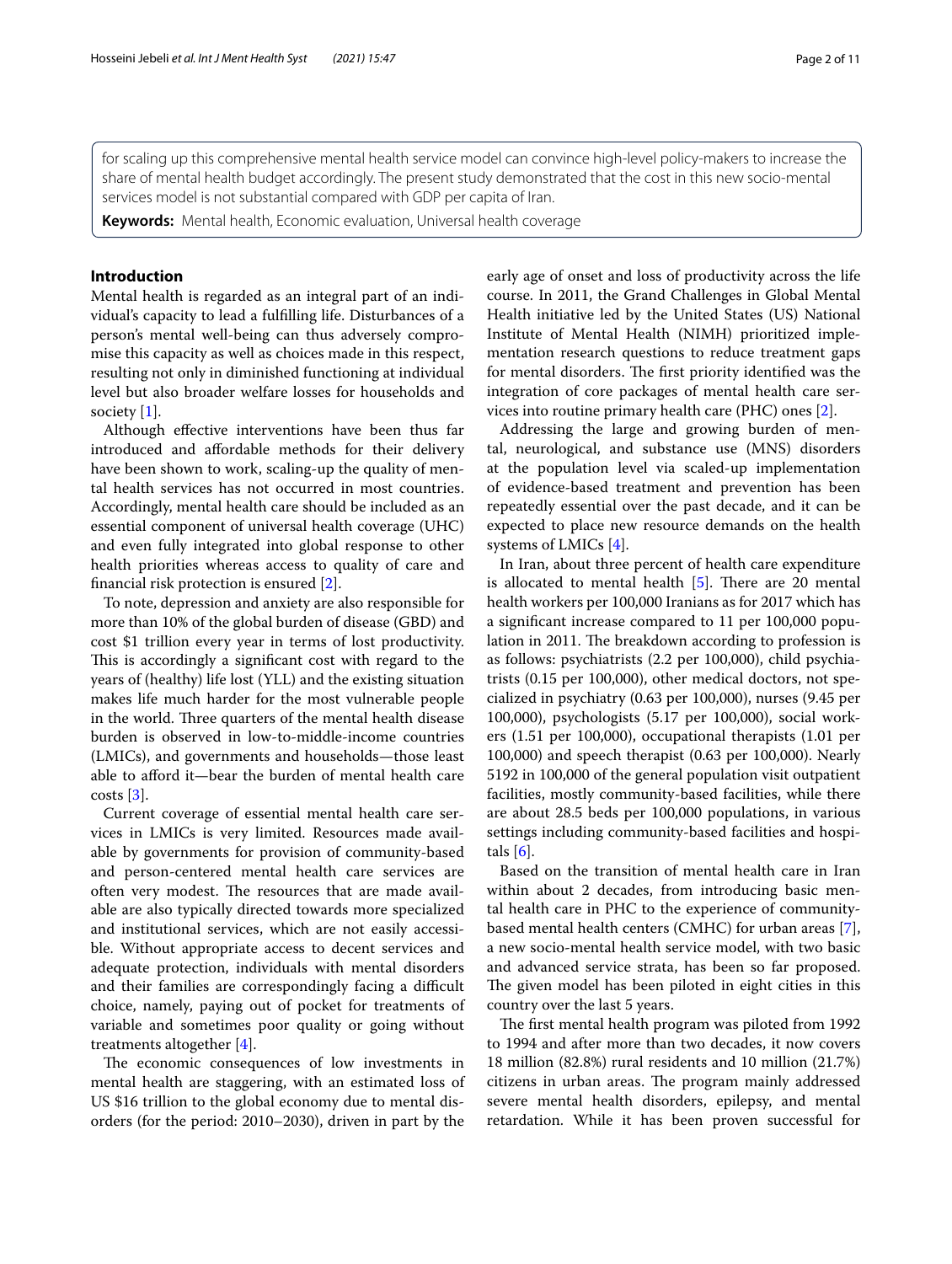for scaling up this comprehensive mental health service model can convince high-level policy-makers to increase the share of mental health budget accordingly. The present study demonstrated that the cost in this new socio-mental services model is not substantial compared with GDP per capita of Iran.

**Keywords:** Mental health, Economic evaluation, Universal health coverage

## Introduction

Mental health is regarded as an integral part of an individual's capacity to lead a fulfilling life. Disturbances of a person's mental well-being can thus adversely compromise this capacity as well as choices made in this respect, resulting not only in diminished functioning at individual level but also broader welfare losses for households and society [1].

Although effective interventions have been thus far introduced and affordable methods for their delivery have been shown to work, scaling-up the quality of mental health services has not occurred in most countries. Accordingly, mental health care should be included as an essential component of universal health coverage (UHC) and even fully integrated into global response to other health priorities whereas access to quality of care and financial risk protection is ensured [2].

To note, depression and anxiety are also responsible for more than 10% of the global burden of disease (GBD) and cost $1 trillion every year in terms of lost productivity. This is accordingly a significant cost with regard to the years of (healthy) life lost (YLL) and the existing situation makes life much harder for the most vulnerable people in the world. Three quarters of the mental health disease burden is observed in low-to-middle-income countries (LMICs), and governments and households—those least able to afford it—bear the burden of mental health care costs [3].

Current coverage of essential mental health care services in LMICs is very limited. Resources made available by governments for provision of community-based and person-centered mental health care services are often very modest. The resources that are made available are also typically directed towards more specialized and institutional services, which are not easily accessible. Without appropriate access to decent services and adequate protection, individuals with mental disorders and their families are correspondingly facing a difficult choice, namely, paying out of pocket for treatments of variable and sometimes poor quality or going without treatments altogether [4].

The economic consequences of low investments in mental health are staggering, with an estimated loss of US $16 trillion to the global economy due to mental disorders (for the period: 2010–2030), driven in part by the early age of onset and loss of productivity across the life course. In 2011, the Grand Challenges in Global Mental Health initiative led by the United States (US) National Institute of Mental Health (NIMH) prioritized implementation research questions to reduce treatment gaps for mental disorders. The first priority identified was the integration of core packages of mental health care services into routine primary health care (PHC) ones [2].

Addressing the large and growing burden of mental, neurological, and substance use (MNS) disorders at the population level via scaled-up implementation of evidence-based treatment and prevention has been repeatedly essential over the past decade, and it can be expected to place new resource demands on the health systems of LMICs [4].

In Iran, about three percent of health care expenditure is allocated to mental health [5]. There are 20 mental health workers per 100,000 Iranians as for 2017 which has a significant increase compared to 11 per 100,000 population in 2011. The breakdown according to profession is as follows: psychiatrists (2.2 per 100,000), child psychiatrists (0.15 per 100,000), other medical doctors, not specialized in psychiatry (0.63 per 100,000), nurses (9.45 per 100,000), psychologists (5.17 per 100,000), social workers (1.51 per 100,000), occupational therapists (1.01 per 100,000) and speech therapist (0.63 per 100,000). Nearly 5192 in 100,000 of the general population visit outpatient facilities, mostly community-based facilities, while there are about 28.5 beds per 100,000 populations, in various settings including community-based facilities and hospitals [6].

Based on the transition of mental health care in Iran within about 2 decades, from introducing basic mental health care in PHC to the experience of community-based mental health centers (CMHC) for urban areas [7], a new socio-mental health service model, with two basic and advanced service strata, has been so far proposed. The given model has been piloted in eight cities in this country over the last 5 years.

The first mental health program was piloted from 1992 to 1994 and after more than two decades, it now covers 18 million (82.8%) rural residents and 10 million (21.7%) citizens in urban areas. The program mainly addressed severe mental health disorders, epilepsy, and mental retardation. While it has been proven successful for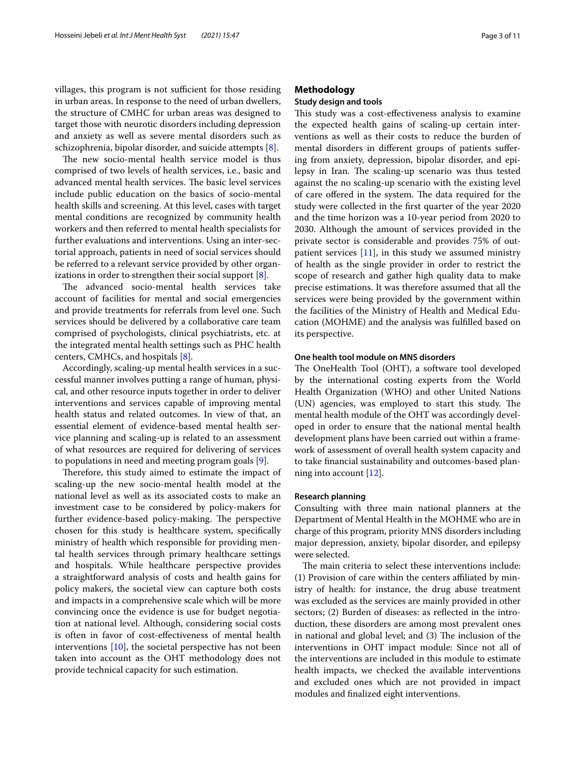villages, this program is not sufficient for those residing in urban areas. In response to the need of urban dwellers, the structure of CMHC for urban areas was designed to target those with neurotic disorders including depression and anxiety as well as severe mental disorders such as schizophrenia, bipolar disorder, and suicide attempts [8].

The new socio-mental health service model is thus comprised of two levels of health services, i.e., basic and advanced mental health services. The basic level services include public education on the basics of socio-mental health skills and screening. At this level, cases with target mental conditions are recognized by community health workers and then referred to mental health specialists for further evaluations and interventions. Using an inter-sectorial approach, patients in need of social services should be referred to a relevant service provided by other organizations in order to strengthen their social support [8].

The advanced socio-mental health services take account of facilities for mental and social emergencies and provide treatments for referrals from level one. Such services should be delivered by a collaborative care team comprised of psychologists, clinical psychiatrists, etc. at the integrated mental health settings such as PHC health centers, CMHCs, and hospitals [8].

Accordingly, scaling-up mental health services in a successful manner involves putting a range of human, physical, and other resource inputs together in order to deliver interventions and services capable of improving mental health status and related outcomes. In view of that, an essential element of evidence-based mental health service planning and scaling-up is related to an assessment of what resources are required for delivering of services to populations in need and meeting program goals [9].

Therefore, this study aimed to estimate the impact of scaling-up the new socio-mental health model at the national level as well as its associated costs to make an investment case to be considered by policy-makers for further evidence-based policy-making. The perspective chosen for this study is healthcare system, specifically ministry of health which responsible for providing mental health services through primary healthcare settings and hospitals. While healthcare perspective provides a straightforward analysis of costs and health gains for policy makers, the societal view can capture both costs and impacts in a comprehensive scale which will be more convincing once the evidence is use for budget negotiation at national level. Although, considering social costs is often in favor of cost-effectiveness of mental health interventions [10], the societal perspective has not been taken into account as the OHT methodology does not provide technical capacity for such estimation.

## Methodology

### Study design and tools

This study was a cost-effectiveness analysis to examine the expected health gains of scaling-up certain interventions as well as their costs to reduce the burden of mental disorders in different groups of patients suffering from anxiety, depression, bipolar disorder, and epilepsy in Iran. The scaling-up scenario was thus tested against the no scaling-up scenario with the existing level of care offered in the system. The data required for the study were collected in the first quarter of the year 2020 and the time horizon was a 10-year period from 2020 to 2030. Although the amount of services provided in the private sector is considerable and provides 75% of outpatient services [11], in this study we assumed ministry of health as the single provider in order to restrict the scope of research and gather high quality data to make precise estimations. It was therefore assumed that all the services were being provided by the government within the facilities of the Ministry of Health and Medical Education (MOHME) and the analysis was fulfilled based on its perspective.

### One health tool module on MNS disorders

The OneHealth Tool (OHT), a software tool developed by the international costing experts from the World Health Organization (WHO) and other United Nations (UN) agencies, was employed to start this study. The mental health module of the OHT was accordingly developed in order to ensure that the national mental health development plans have been carried out within a framework of assessment of overall health system capacity and to take financial sustainability and outcomes-based planning into account [12].

### Research planning

Consulting with three main national planners at the Department of Mental Health in the MOHME who are in charge of this program, priority MNS disorders including major depression, anxiety, bipolar disorder, and epilepsy were selected.

The main criteria to select these interventions include: (1) Provision of care within the centers affiliated by ministry of health: for instance, the drug abuse treatment was excluded as the services are mainly provided in other sectors; (2) Burden of diseases: as reflected in the introduction, these disorders are among most prevalent ones in national and global level; and (3) The inclusion of the interventions in OHT impact module: Since not all of the interventions are included in this module to estimate health impacts, we checked the available interventions and excluded ones which are not provided in impact modules and finalized eight interventions.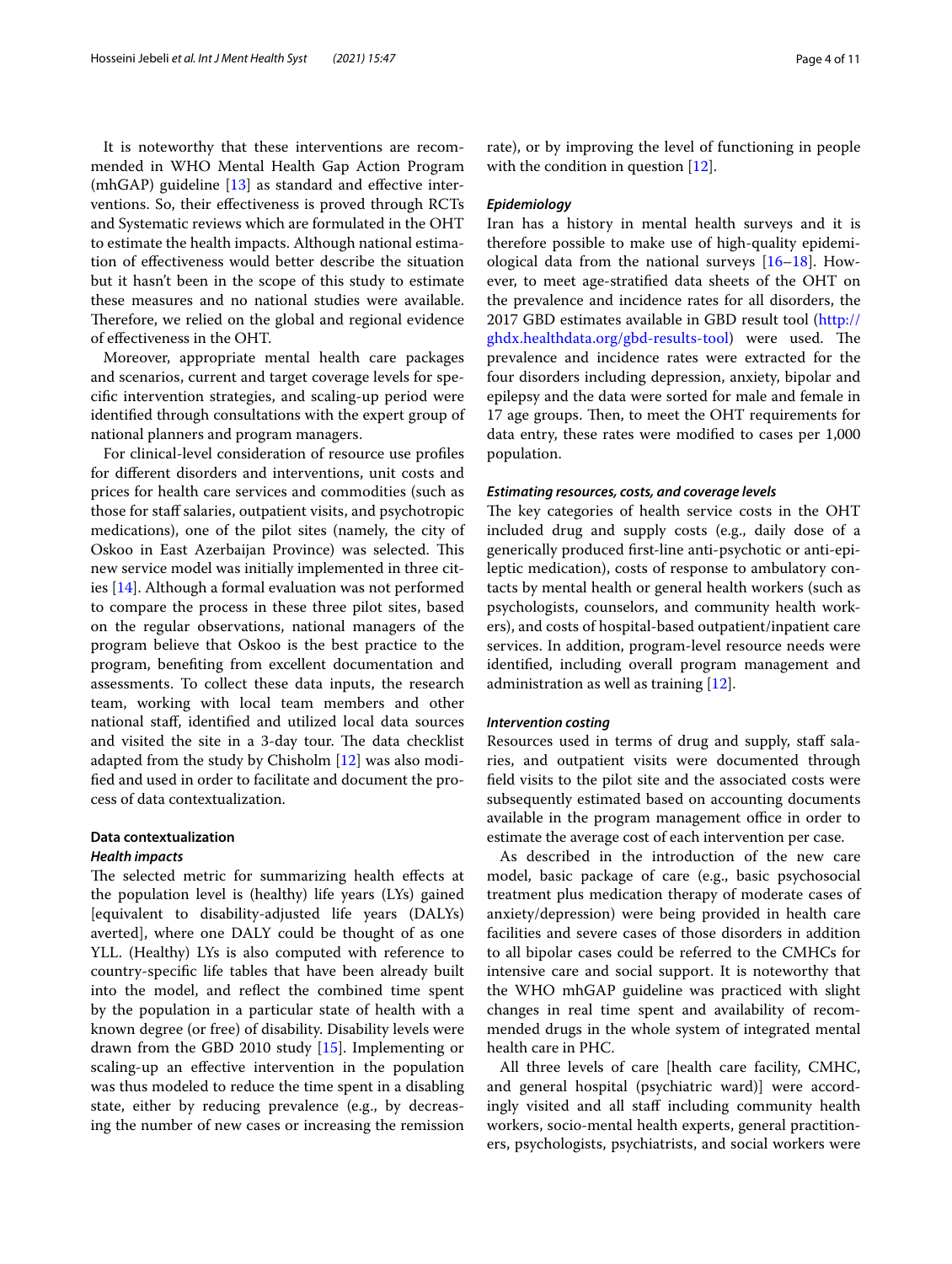It is noteworthy that these interventions are recommended in WHO Mental Health Gap Action Program (mhGAP) guideline [13] as standard and effective interventions. So, their effectiveness is proved through RCTs and Systematic reviews which are formulated in the OHT to estimate the health impacts. Although national estimation of effectiveness would better describe the situation but it hasn't been in the scope of this study to estimate these measures and no national studies were available. Therefore, we relied on the global and regional evidence of effectiveness in the OHT.

Moreover, appropriate mental health care packages and scenarios, current and target coverage levels for specific intervention strategies, and scaling-up period were identified through consultations with the expert group of national planners and program managers.

For clinical-level consideration of resource use profiles for different disorders and interventions, unit costs and prices for health care services and commodities (such as those for staff salaries, outpatient visits, and psychotropic medications), one of the pilot sites (namely, the city of Oskoo in East Azerbaijan Province) was selected. This new service model was initially implemented in three cities [14]. Although a formal evaluation was not performed to compare the process in these three pilot sites, based on the regular observations, national managers of the program believe that Oskoo is the best practice to the program, benefiting from excellent documentation and assessments. To collect these data inputs, the research team, working with local team members and other national staff, identified and utilized local data sources and visited the site in a 3-day tour. The data checklist adapted from the study by Chisholm [12] was also modified and used in order to facilitate and document the process of data contextualization.

### Data contextualization

#### *Health impacts*

The selected metric for summarizing health effects at the population level is (healthy) life years (LYs) gained [equivalent to disability-adjusted life years (DALYs) averted], where one DALY could be thought of as one YLL. (Healthy) LYs is also computed with reference to country-specific life tables that have been already built into the model, and reflect the combined time spent by the population in a particular state of health with a known degree (or free) of disability. Disability levels were drawn from the GBD 2010 study [15]. Implementing or scaling-up an effective intervention in the population was thus modeled to reduce the time spent in a disabling state, either by reducing prevalence (e.g., by decreasing the number of new cases or increasing the remission rate), or by improving the level of functioning in people with the condition in question [12].

#### *Epidemiology*

Iran has a history in mental health surveys and it is therefore possible to make use of high-quality epidemiological data from the national surveys [16–18]. However, to meet age-stratified data sheets of the OHT on the prevalence and incidence rates for all disorders, the 2017 GBD estimates available in GBD result tool (http://ghdx.healthdata.org/gbd-results-tool) were used. The prevalence and incidence rates were extracted for the four disorders including depression, anxiety, bipolar and epilepsy and the data were sorted for male and female in 17 age groups. Then, to meet the OHT requirements for data entry, these rates were modified to cases per 1,000 population.

#### *Estimating resources, costs, and coverage levels*

The key categories of health service costs in the OHT included drug and supply costs (e.g., daily dose of a generically produced first-line anti-psychotic or anti-epileptic medication), costs of response to ambulatory contacts by mental health or general health workers (such as psychologists, counselors, and community health workers), and costs of hospital-based outpatient/inpatient care services. In addition, program-level resource needs were identified, including overall program management and administration as well as training [12].

#### *Intervention costing*

Resources used in terms of drug and supply, staff salaries, and outpatient visits were documented through field visits to the pilot site and the associated costs were subsequently estimated based on accounting documents available in the program management office in order to estimate the average cost of each intervention per case.

As described in the introduction of the new care model, basic package of care (e.g., basic psychosocial treatment plus medication therapy of moderate cases of anxiety/depression) were being provided in health care facilities and severe cases of those disorders in addition to all bipolar cases could be referred to the CMHCs for intensive care and social support. It is noteworthy that the WHO mhGAP guideline was practiced with slight changes in real time spent and availability of recommended drugs in the whole system of integrated mental health care in PHC.

All three levels of care [health care facility, CMHC, and general hospital (psychiatric ward)] were accordingly visited and all staff including community health workers, socio-mental health experts, general practitioners, psychologists, psychiatrists, and social workers were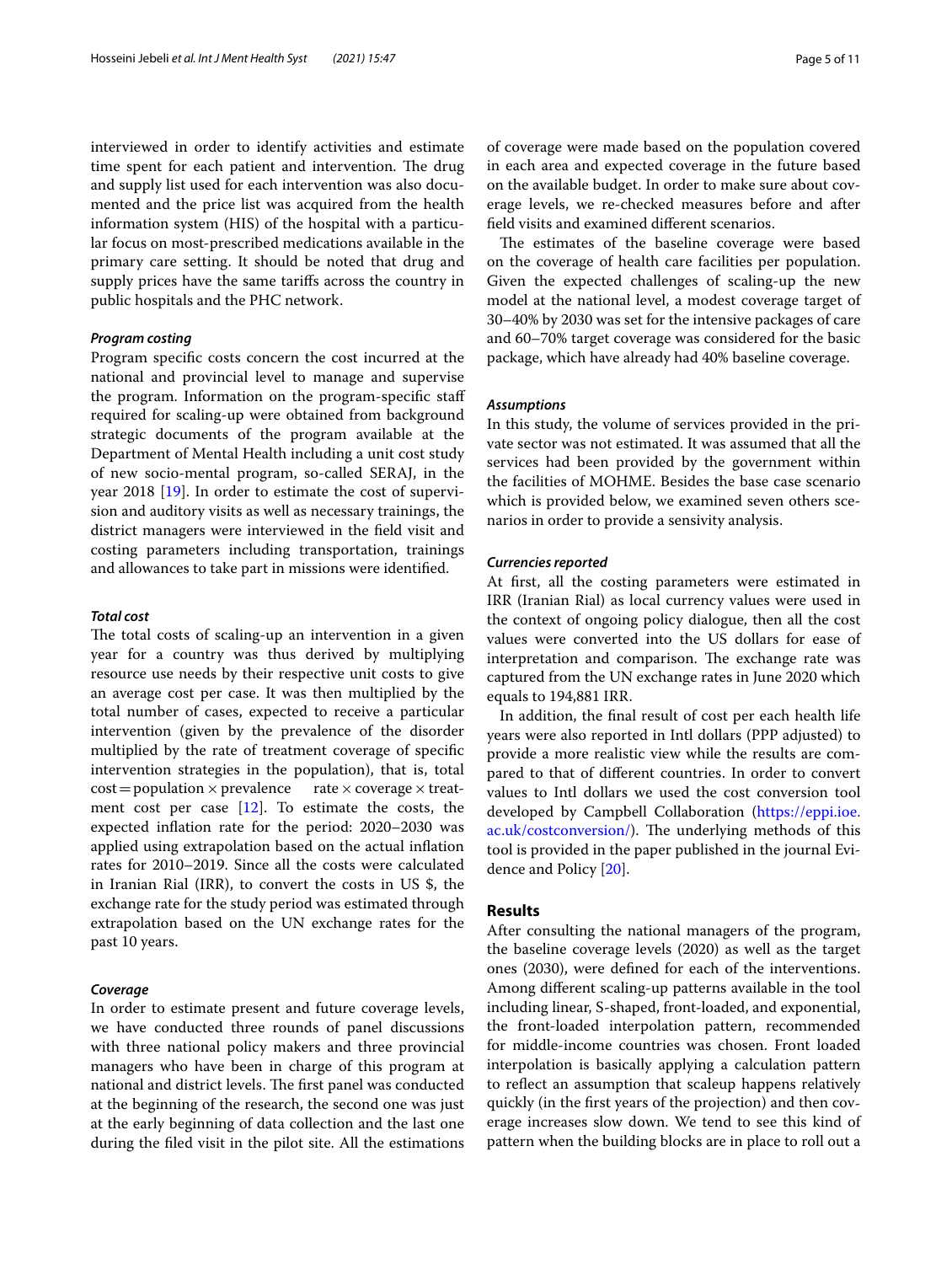interviewed in order to identify activities and estimate time spent for each patient and intervention. The drug and supply list used for each intervention was also documented and the price list was acquired from the health information system (HIS) of the hospital with a particular focus on most-prescribed medications available in the primary care setting. It should be noted that drug and supply prices have the same tariffs across the country in public hospitals and the PHC network.

#### *Program costing*

Program specific costs concern the cost incurred at the national and provincial level to manage and supervise the program. Information on the program-specific staff required for scaling-up were obtained from background strategic documents of the program available at the Department of Mental Health including a unit cost study of new socio-mental program, so-called SERAJ, in the year 2018 [19]. In order to estimate the cost of supervision and auditory visits as well as necessary trainings, the district managers were interviewed in the field visit and costing parameters including transportation, trainings and allowances to take part in missions were identified.

#### *Total cost*

The total costs of scaling-up an intervention in a given year for a country was thus derived by multiplying resource use needs by their respective unit costs to give an average cost per case. It was then multiplied by the total number of cases, expected to receive a particular intervention (given by the prevalence of the disorder multiplied by the rate of treatment coverage of specific intervention strategies in the population), that is, total cost = population × prevalence rate × coverage × treatment cost per case [12]. To estimate the costs, the expected inflation rate for the period: 2020–2030 was applied using extrapolation based on the actual inflation rates for 2010–2019. Since all the costs were calculated in Iranian Rial (IRR), to convert the costs in US $, the exchange rate for the study period was estimated through extrapolation based on the UN exchange rates for the past 10 years.

#### *Coverage*

In order to estimate present and future coverage levels, we have conducted three rounds of panel discussions with three national policy makers and three provincial managers who have been in charge of this program at national and district levels. The first panel was conducted at the beginning of the research, the second one was just at the early beginning of data collection and the last one during the filed visit in the pilot site. All the estimations of coverage were made based on the population covered in each area and expected coverage in the future based on the available budget. In order to make sure about coverage levels, we re-checked measures before and after field visits and examined different scenarios.

The estimates of the baseline coverage were based on the coverage of health care facilities per population. Given the expected challenges of scaling-up the new model at the national level, a modest coverage target of 30–40% by 2030 was set for the intensive packages of care and 60–70% target coverage was considered for the basic package, which have already had 40% baseline coverage.

#### *Assumptions*

In this study, the volume of services provided in the private sector was not estimated. It was assumed that all the services had been provided by the government within the facilities of MOHME. Besides the base case scenario which is provided below, we examined seven others scenarios in order to provide a sensivity analysis.

#### *Currencies reported*

At first, all the costing parameters were estimated in IRR (Iranian Rial) as local currency values were used in the context of ongoing policy dialogue, then all the cost values were converted into the US dollars for ease of interpretation and comparison. The exchange rate was captured from the UN exchange rates in June 2020 which equals to 194,881 IRR.

In addition, the final result of cost per each health life years were also reported in Intl dollars (PPP adjusted) to provide a more realistic view while the results are compared to that of different countries. In order to convert values to Intl dollars we used the cost conversion tool developed by Campbell Collaboration (https://eppi.ioe.ac.uk/costconversion/). The underlying methods of this tool is provided in the paper published in the journal Evidence and Policy [20].

## Results

After consulting the national managers of the program, the baseline coverage levels (2020) as well as the target ones (2030), were defined for each of the interventions. Among different scaling-up patterns available in the tool including linear, S-shaped, front-loaded, and exponential, the front-loaded interpolation pattern, recommended for middle-income countries was chosen. Front loaded interpolation is basically applying a calculation pattern to reflect an assumption that scaleup happens relatively quickly (in the first years of the projection) and then coverage increases slow down. We tend to see this kind of pattern when the building blocks are in place to roll out a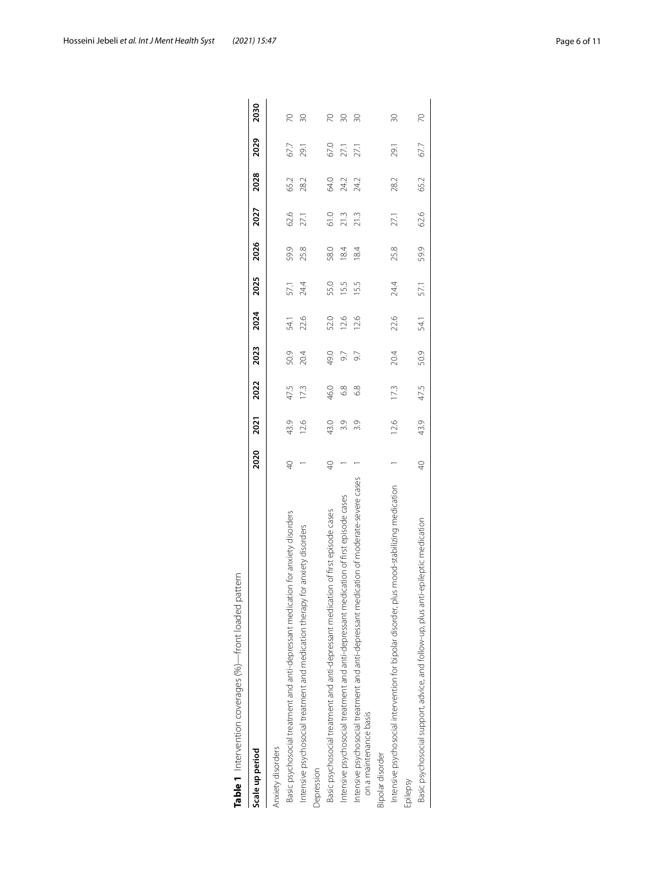**Table 1** Intervention coverages (%)—front loaded pattern

| Scale up period | 2020 | 2021 | 2022 | 2023 | 2024 | 2025 | 2026 | 2027 | 2028 | 2029 | 2030 |
|---|---|---|---|---|---|---|---|---|---|---|---|
| Anxiety disorders | | | | | | | | | | | |
| Basic psychosocial treatment and anti-depressant medication for anxiety disorders | 40 | 43.9 | 47.5 | 50.9 | 54.1 | 57.1 | 59.9 | 62.6 | 65.2 | 67.7 | 70 |
| Intensive psychosocial treatment and medication therapy for anxiety disorders | 1 | 12.6 | 17.3 | 20.4 | 22.6 | 24.4 | 25.8 | 27.1 | 28.2 | 29.1 | 30 |
| Depression | | | | | | | | | | | |
| Basic psychosocial treatment and anti-depressant medication of first episode cases | 40 | 43.0 | 46.0 | 49.0 | 52.0 | 55.0 | 58.0 | 61.0 | 64.0 | 67.0 | 70 |
| Intensive psychosocial treatment and anti-depressant medication of first episode cases | 1 | 3.9 | 6.8 | 9.7 | 12.6 | 15.5 | 18.4 | 21.3 | 24.2 | 27.1 | 30 |
| Intensive psychosocial treatment and anti-depressant medication of moderate-severe cases on a maintenance basis | 1 | 3.9 | 6.8 | 9.7 | 12.6 | 15.5 | 18.4 | 21.3 | 24.2 | 27.1 | 30 |
| Bipolar disorder | | | | | | | | | | | |
| Intensive psychosocial intervention for bipolar disorder, plus mood-stabilizing medication | 1 | 12.6 | 17.3 | 20.4 | 22.6 | 24.4 | 25.8 | 27.1 | 28.2 | 29.1 | 30 |
| Epilepsy | | | | | | | | | | | |
| Basic psychosocial support, advice, and follow-up, plus anti-epileptic medication | 40 | 43.9 | 47.5 | 50.9 | 54.1 | 57.1 | 59.9 | 62.6 | 65.2 | 67.7 | 70 |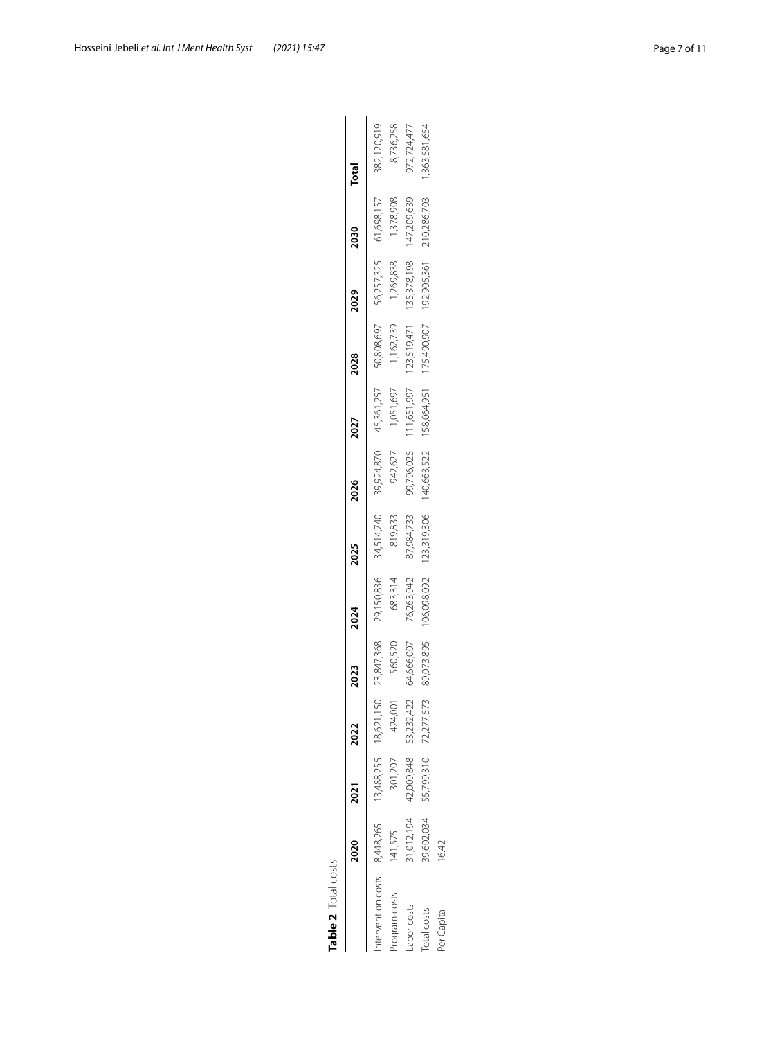**Table 2** Total costs

| | 2020 | 2021 | 2022 | 2023 | 2024 | 2025 | 2026 | 2027 | 2028 | 2029 | 2030 | Total |
|---|---|---|---|---|---|---|---|---|---|---|---|---|
| Intervention costs | 8,448,265 | 13,488,255 | 18,621,150 | 23,847,368 | 29,150,836 | 34,514,740 | 39,924,870 | 45,361,257 | 50,808,697 | 56,257,325 | 61,698,157 | 382,120,919 |
| Program costs | 141,575 | 301,207 | 424,001 | 560,520 | 683,314 | 819,833 | 942,627 | 1,051,697 | 1,162,739 | 1,269,838 | 1,378,908 | 8,736,258 |
| Labor costs | 31,012,194 | 42,009,848 | 53,232,422 | 64,666,007 | 76,263,942 | 87,984,733 | 99,796,025 | 111,651,997 | 123,519,471 | 135,378,198 | 147,209,639 | 972,724,477 |
| Total costs | 39,602,034 | 55,799,310 | 72,277,573 | 89,073,895 | 106,098,092 | 123,319,306 | 140,663,522 | 158,064,951 | 175,490,907 | 192,905,361 | 210,286,703 | 1,363,581,654 |
| Per Capita | 16.42 | | | | | | | | | | | |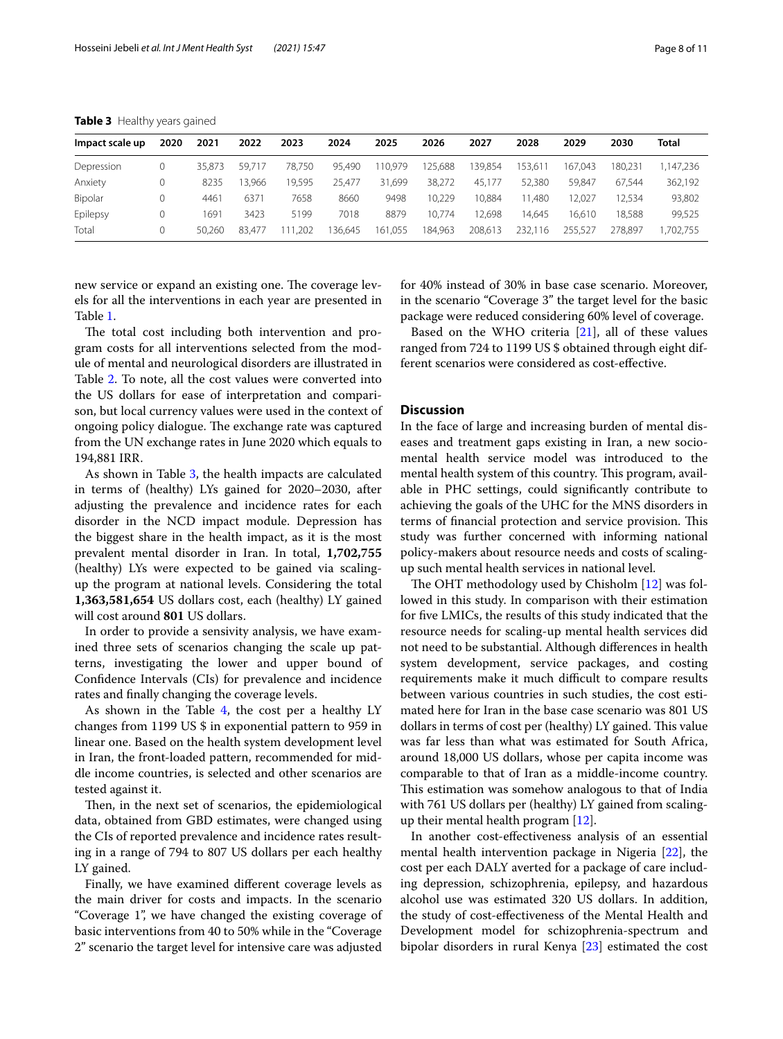**Table 3** Healthy years gained

| Impact scale up | 2020 | 2021 | 2022 | 2023 | 2024 | 2025 | 2026 | 2027 | 2028 | 2029 | 2030 | Total |
|---|---|---|---|---|---|---|---|---|---|---|---|---|
| Depression | 0 | 35,873 | 59,717 | 78,750 | 95,490 | 110,979 | 125,688 | 139,854 | 153,611 | 167,043 | 180,231 | 1,147,236 |
| Anxiety | 0 | 8235 | 13,966 | 19,595 | 25,477 | 31,699 | 38,272 | 45,177 | 52,380 | 59,847 | 67,544 | 362,192 |
| Bipolar | 0 | 4461 | 6371 | 7658 | 8660 | 9498 | 10,229 | 10,884 | 11,480 | 12,027 | 12,534 | 93,802 |
| Epilepsy | 0 | 1691 | 3423 | 5199 | 7018 | 8879 | 10,774 | 12,698 | 14,645 | 16,610 | 18,588 | 99,525 |
| Total | 0 | 50,260 | 83,477 | 111,202 | 136,645 | 161,055 | 184,963 | 208,613 | 232,116 | 255,527 | 278,897 | 1,702,755 |

new service or expand an existing one. The coverage levels for all the interventions in each year are presented in Table 1.

The total cost including both intervention and program costs for all interventions selected from the module of mental and neurological disorders are illustrated in Table 2. To note, all the cost values were converted into the US dollars for ease of interpretation and comparison, but local currency values were used in the context of ongoing policy dialogue. The exchange rate was captured from the UN exchange rates in June 2020 which equals to 194,881 IRR.

As shown in Table 3, the health impacts are calculated in terms of (healthy) LYs gained for 2020–2030, after adjusting the prevalence and incidence rates for each disorder in the NCD impact module. Depression has the biggest share in the health impact, as it is the most prevalent mental disorder in Iran. In total, **1,702,755** (healthy) LYs were expected to be gained via scaling-up the program at national levels. Considering the total **1,363,581,654** US dollars cost, each (healthy) LY gained will cost around **801** US dollars.

In order to provide a sensivity analysis, we have examined three sets of scenarios changing the scale up patterns, investigating the lower and upper bound of Confidence Intervals (CIs) for prevalence and incidence rates and finally changing the coverage levels.

As shown in the Table 4, the cost per a healthy LY changes from 1199 US $ in exponential pattern to 959 in linear one. Based on the health system development level in Iran, the front-loaded pattern, recommended for middle income countries, is selected and other scenarios are tested against it.

Then, in the next set of scenarios, the epidemiological data, obtained from GBD estimates, were changed using the CIs of reported prevalence and incidence rates resulting in a range of 794 to 807 US dollars per each healthy LY gained.

Finally, we have examined different coverage levels as the main driver for costs and impacts. In the scenario "Coverage 1", we have changed the existing coverage of basic interventions from 40 to 50% while in the "Coverage 2" scenario the target level for intensive care was adjusted for 40% instead of 30% in base case scenario. Moreover, in the scenario "Coverage 3" the target level for the basic package were reduced considering 60% level of coverage.

Based on the WHO criteria [21], all of these values ranged from 724 to 1199 US $ obtained through eight different scenarios were considered as cost-effective.

## Discussion

In the face of large and increasing burden of mental diseases and treatment gaps existing in Iran, a new socio-mental health service model was introduced to the mental health system of this country. This program, available in PHC settings, could significantly contribute to achieving the goals of the UHC for the MNS disorders in terms of financial protection and service provision. This study was further concerned with informing national policy-makers about resource needs and costs of scaling-up such mental health services in national level.

The OHT methodology used by Chisholm [12] was followed in this study. In comparison with their estimation for five LMICs, the results of this study indicated that the resource needs for scaling-up mental health services did not need to be substantial. Although differences in health system development, service packages, and costing requirements make it much difficult to compare results between various countries in such studies, the cost estimated here for Iran in the base case scenario was 801 US dollars in terms of cost per (healthy) LY gained. This value was far less than what was estimated for South Africa, around 18,000 US dollars, whose per capita income was comparable to that of Iran as a middle-income country. This estimation was somehow analogous to that of India with 761 US dollars per (healthy) LY gained from scaling-up their mental health program [12].

In another cost-effectiveness analysis of an essential mental health intervention package in Nigeria [22], the cost per each DALY averted for a package of care including depression, schizophrenia, epilepsy, and hazardous alcohol use was estimated 320 US dollars. In addition, the study of cost-effectiveness of the Mental Health and Development model for schizophrenia-spectrum and bipolar disorders in rural Kenya [23] estimated the cost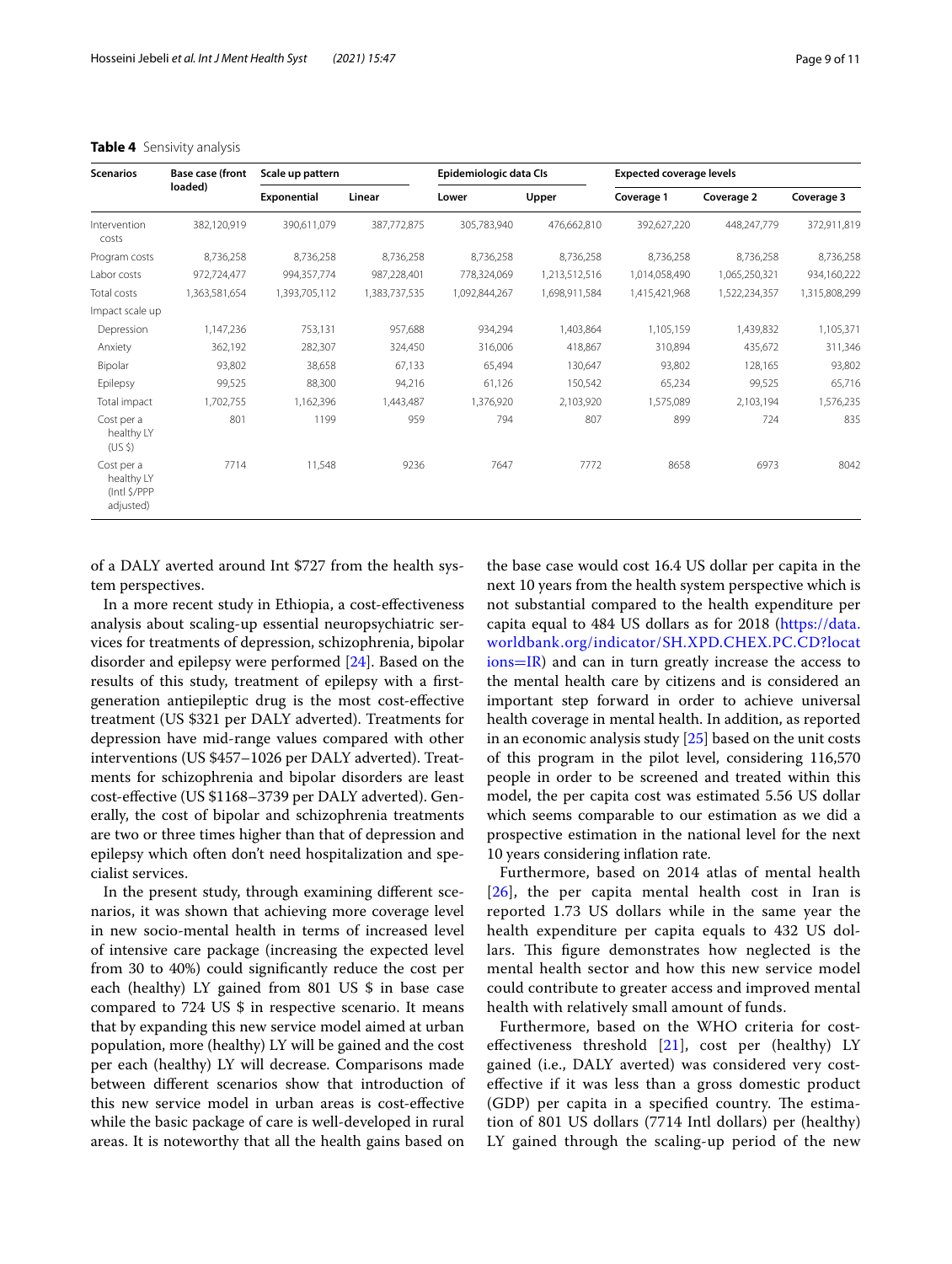**Table 4** Sensivity analysis

| Scenarios | Base case (front loaded) | Scale up pattern | | Epidemiologic data CIs | | Expected coverage levels | | |
|---|---|---|---|---|---|---|---|---|
| | | Exponential | Linear | Lower | Upper | Coverage 1 | Coverage 2 | Coverage 3 |
| Intervention costs | 382,120,919 | 390,611,079 | 387,772,875 | 305,783,940 | 476,662,810 | 392,627,220 | 448,247,779 | 372,911,819 |
| Program costs | 8,736,258 | 8,736,258 | 8,736,258 | 8,736,258 | 8,736,258 | 8,736,258 | 8,736,258 | 8,736,258 |
| Labor costs | 972,724,477 | 994,357,774 | 987,228,401 | 778,324,069 | 1,213,512,516 | 1,014,058,490 | 1,065,250,321 | 934,160,222 |
| Total costs | 1,363,581,654 | 1,393,705,112 | 1,383,737,535 | 1,092,844,267 | 1,698,911,584 | 1,415,421,968 | 1,522,234,357 | 1,315,808,299 |
| Impact scale up | | | | | | | | |
| Depression | 1,147,236 | 753,131 | 957,688 | 934,294 | 1,403,864 | 1,105,159 | 1,439,832 | 1,105,371 |
| Anxiety | 362,192 | 282,307 | 324,450 | 316,006 | 418,867 | 310,894 | 435,672 | 311,346 |
| Bipolar | 93,802 | 38,658 | 67,133 | 65,494 | 130,647 | 93,802 | 128,165 | 93,802 |
| Epilepsy | 99,525 | 88,300 | 94,216 | 61,126 | 150,542 | 65,234 | 99,525 | 65,716 |
| Total impact | 1,702,755 | 1,162,396 | 1,443,487 | 1,376,920 | 2,103,920 | 1,575,089 | 2,103,194 | 1,576,235 |
| Cost per a healthy LY (US $) | 801 | 1199 | 959 | 794 | 807 | 899 | 724 | 835 |
| Cost per a healthy LY (Intl $/PPP adjusted) | 7714 | 11,548 | 9236 | 7647 | 7772 | 8658 | 6973 | 8042 |

of a DALY averted around Int $727 from the health system perspectives.

In a more recent study in Ethiopia, a cost-effectiveness analysis about scaling-up essential neuropsychiatric services for treatments of depression, schizophrenia, bipolar disorder and epilepsy were performed [24]. Based on the results of this study, treatment of epilepsy with a first-generation antiepileptic drug is the most cost-effective treatment (US $321 per DALY adverted). Treatments for depression have mid-range values compared with other interventions (US $457–1026 per DALY adverted). Treatments for schizophrenia and bipolar disorders are least cost-effective (US $1168–3739 per DALY adverted). Generally, the cost of bipolar and schizophrenia treatments are two or three times higher than that of depression and epilepsy which often don't need hospitalization and specialist services.

In the present study, through examining different scenarios, it was shown that achieving more coverage level in new socio-mental health in terms of increased level of intensive care package (increasing the expected level from 30 to 40%) could significantly reduce the cost per each (healthy) LY gained from 801 US $ in base case compared to 724 US $ in respective scenario. It means that by expanding this new service model aimed at urban population, more (healthy) LY will be gained and the cost per each (healthy) LY will decrease. Comparisons made between different scenarios show that introduction of this new service model in urban areas is cost-effective while the basic package of care is well-developed in rural areas. It is noteworthy that all the health gains based on the base case would cost 16.4 US dollar per capita in the next 10 years from the health system perspective which is not substantial compared to the health expenditure per capita equal to 484 US dollars as for 2018 (https://data.worldbank.org/indicator/SH.XPD.CHEX.PC.CD?locations=IR) and can in turn greatly increase the access to the mental health care by citizens and is considered an important step forward in order to achieve universal health coverage in mental health. In addition, as reported in an economic analysis study [25] based on the unit costs of this program in the pilot level, considering 116,570 people in order to be screened and treated within this model, the per capita cost was estimated 5.56 US dollar which seems comparable to our estimation as we did a prospective estimation in the national level for the next 10 years considering inflation rate.

Furthermore, based on 2014 atlas of mental health [26], the per capita mental health cost in Iran is reported 1.73 US dollars while in the same year the health expenditure per capita equals to 432 US dollars. This figure demonstrates how neglected is the mental health sector and how this new service model could contribute to greater access and improved mental health with relatively small amount of funds.

Furthermore, based on the WHO criteria for cost-effectiveness threshold [21], cost per (healthy) LY gained (i.e., DALY averted) was considered very cost-effective if it was less than a gross domestic product (GDP) per capita in a specified country. The estimation of 801 US dollars (7714 Intl dollars) per (healthy) LY gained through the scaling-up period of the new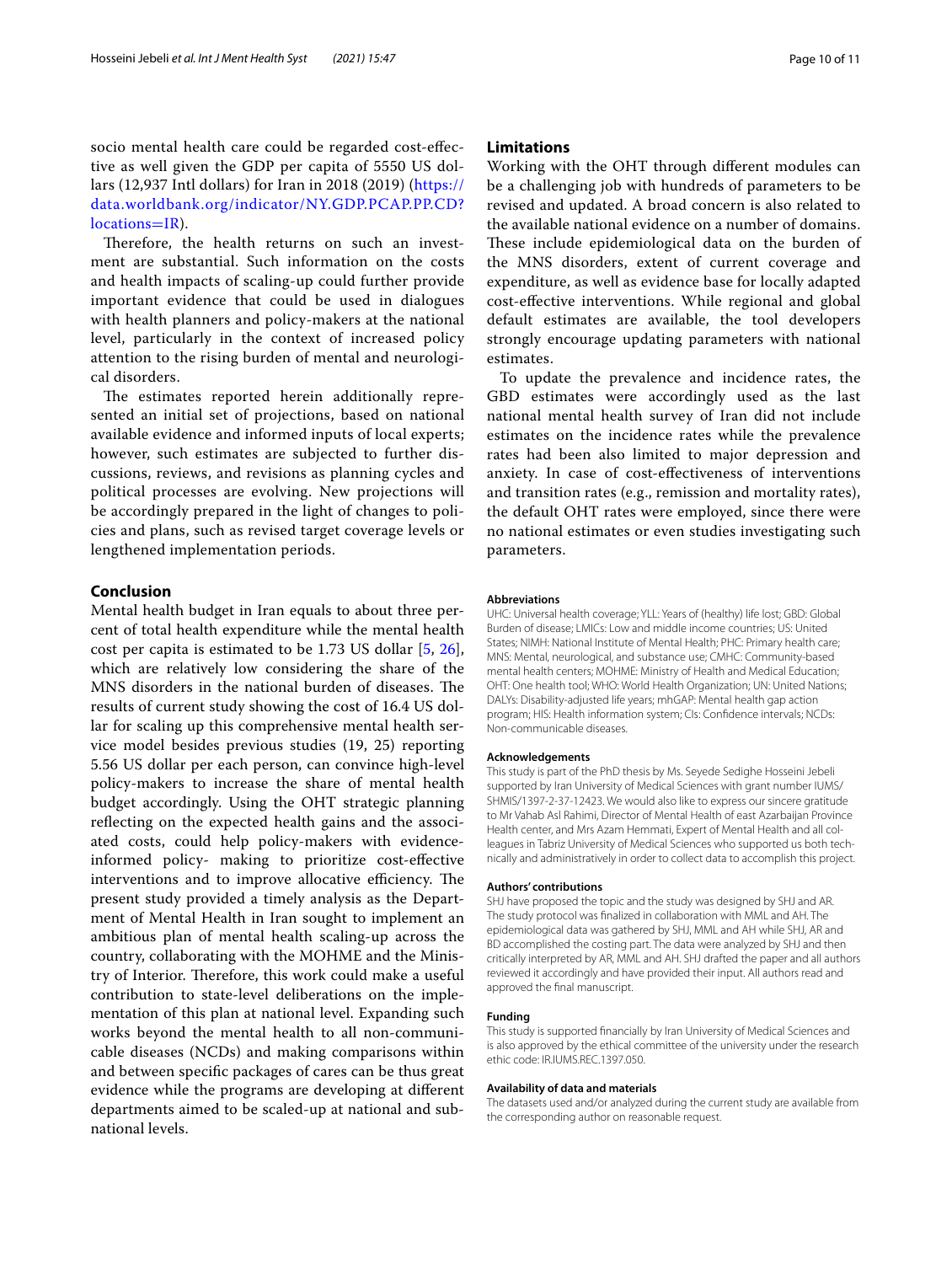socio mental health care could be regarded cost-effective as well given the GDP per capita of 5550 US dollars (12,937 Intl dollars) for Iran in 2018 (2019) (https://data.worldbank.org/indicator/NY.GDP.PCAP.PP.CD?locations=IR).

Therefore, the health returns on such an investment are substantial. Such information on the costs and health impacts of scaling-up could further provide important evidence that could be used in dialogues with health planners and policy-makers at the national level, particularly in the context of increased policy attention to the rising burden of mental and neurological disorders.

The estimates reported herein additionally represented an initial set of projections, based on national available evidence and informed inputs of local experts; however, such estimates are subjected to further discussions, reviews, and revisions as planning cycles and political processes are evolving. New projections will be accordingly prepared in the light of changes to policies and plans, such as revised target coverage levels or lengthened implementation periods.

## Conclusion

Mental health budget in Iran equals to about three percent of total health expenditure while the mental health cost per capita is estimated to be 1.73 US dollar [5, 26], which are relatively low considering the share of the MNS disorders in the national burden of diseases. The results of current study showing the cost of 16.4 US dollar for scaling up this comprehensive mental health service model besides previous studies (19, 25) reporting 5.56 US dollar per each person, can convince high-level policy-makers to increase the share of mental health budget accordingly. Using the OHT strategic planning reflecting on the expected health gains and the associated costs, could help policy-makers with evidence-informed policy- making to prioritize cost-effective interventions and to improve allocative efficiency. The present study provided a timely analysis as the Department of Mental Health in Iran sought to implement an ambitious plan of mental health scaling-up across the country, collaborating with the MOHME and the Ministry of Interior. Therefore, this work could make a useful contribution to state-level deliberations on the implementation of this plan at national level. Expanding such works beyond the mental health to all non-communicable diseases (NCDs) and making comparisons within and between specific packages of cares can be thus great evidence while the programs are developing at different departments aimed to be scaled-up at national and subnational levels.

## Limitations

Working with the OHT through different modules can be a challenging job with hundreds of parameters to be revised and updated. A broad concern is also related to the available national evidence on a number of domains. These include epidemiological data on the burden of the MNS disorders, extent of current coverage and expenditure, as well as evidence base for locally adapted cost-effective interventions. While regional and global default estimates are available, the tool developers strongly encourage updating parameters with national estimates.

To update the prevalence and incidence rates, the GBD estimates were accordingly used as the last national mental health survey of Iran did not include estimates on the incidence rates while the prevalence rates had been also limited to major depression and anxiety. In case of cost-effectiveness of interventions and transition rates (e.g., remission and mortality rates), the default OHT rates were employed, since there were no national estimates or even studies investigating such parameters.

### Abbreviations

UHC: Universal health coverage; YLL: Years of (healthy) life lost; GBD: Global Burden of disease; LMICs: Low and middle income countries; US: United States; NIMH: National Institute of Mental Health; PHC: Primary health care; MNS: Mental, neurological, and substance use; CMHC: Community-based mental health centers; MOHME: Ministry of Health and Medical Education; OHT: One health tool; WHO: World Health Organization; UN: United Nations; DALYs: Disability-adjusted life years; mhGAP: Mental health gap action program; HIS: Health information system; CIs: Confidence intervals; NCDs: Non-communicable diseases.

### Acknowledgements

This study is part of the PhD thesis by Ms. Seyede Sedighe Hosseini Jebeli supported by Iran University of Medical Sciences with grant number IUMS/SHMIS/1397-2-37-12423. We would also like to express our sincere gratitude to Mr Vahab Asl Rahimi, Director of Mental Health of east Azarbaijan Province Health center, and Mrs Azam Hemmati, Expert of Mental Health and all colleagues in Tabriz University of Medical Sciences who supported us both technically and administratively in order to collect data to accomplish this project.

### Authors' contributions

SHJ have proposed the topic and the study was designed by SHJ and AR. The study protocol was finalized in collaboration with MML and AH. The epidemiological data was gathered by SHJ, MML and AH while SHJ, AR and BD accomplished the costing part. The data were analyzed by SHJ and then critically interpreted by AR, MML and AH. SHJ drafted the paper and all authors reviewed it accordingly and have provided their input. All authors read and approved the final manuscript.

### Funding

This study is supported financially by Iran University of Medical Sciences and is also approved by the ethical committee of the university under the research ethic code: IR.IUMS.REC.1397.050.

### Availability of data and materials

The datasets used and/or analyzed during the current study are available from the corresponding author on reasonable request.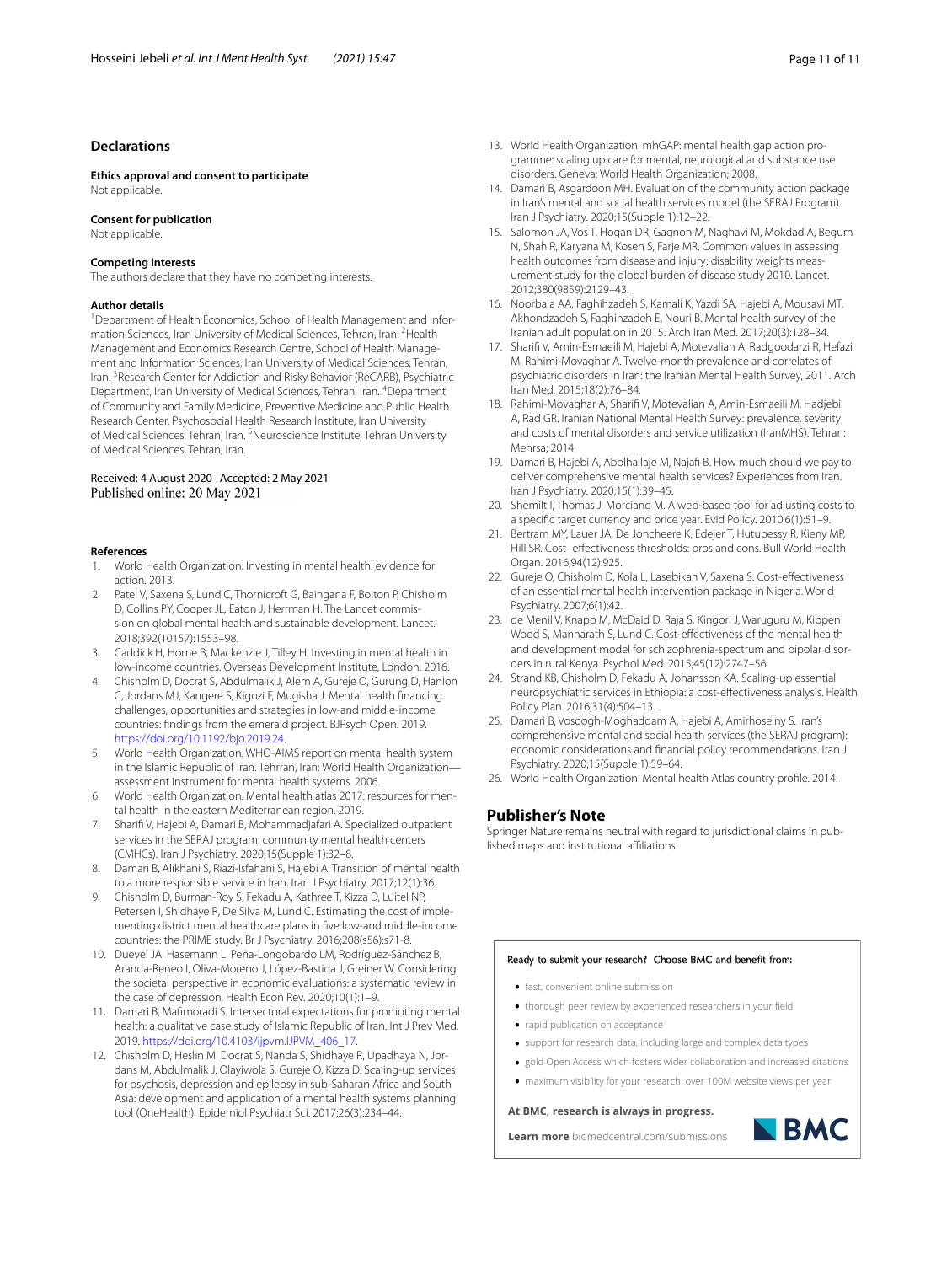## Declarations

### Ethics approval and consent to participate

Not applicable.

### Consent for publication

Not applicable.

### Competing interests

The authors declare that they have no competing interests.

### Author details

[1] Department of Health Economics, School of Health Management and Information Sciences, Iran University of Medical Sciences, Tehran, Iran. [2] Health Management and Economics Research Centre, School of Health Management and Information Sciences, Iran University of Medical Sciences, Tehran, Iran. [3] Research Center for Addiction and Risky Behavior (ReCARB), Psychiatric Department, Iran University of Medical Sciences, Tehran, Iran. [4] Department of Community and Family Medicine, Preventive Medicine and Public Health Research Center, Psychosocial Health Research Institute, Iran University of Medical Sciences, Tehran, Iran. [5] Neuroscience Institute, Tehran University of Medical Sciences, Tehran, Iran.

Received: 4 August 2020 Accepted: 2 May 2021
Published online: 20 May 2021

### References

1. World Health Organization. Investing in mental health: evidence for action. 2013.
2. Patel V, Saxena S, Lund C, Thornicroft G, Baingana F, Bolton P, Chisholm D, Collins PY, Cooper JL, Eaton J, Herrman H. The Lancet commission on global mental health and sustainable development. Lancet. 2018;392(10157):1553–98.
3. Caddick H, Horne B, Mackenzie J, Tilley H. Investing in mental health in low-income countries. Overseas Development Institute, London. 2016.
4. Chisholm D, Docrat S, Abdulmalik J, Alem A, Gureje O, Gurung D, Hanlon C, Jordans MJ, Kangere S, Kigozi F, Mugisha J. Mental health financing challenges, opportunities and strategies in low-and middle-income countries: findings from the emerald project. BJPsych Open. 2019. https://doi.org/10.1192/bjo.2019.24.
5. World Health Organization. WHO-AIMS report on mental health system in the Islamic Republic of Iran. Tehrran, Iran: World Health Organization—assessment instrument for mental health systems. 2006.
6. World Health Organization. Mental health atlas 2017: resources for mental health in the eastern Mediterranean region. 2019.
7. Sharifi V, Hajebi A, Damari B, Mohammadjafari A. Specialized outpatient services in the SERAJ program: community mental health centers (CMHCs). Iran J Psychiatry. 2020;15(Supple 1):32–8.
8. Damari B, Alikhani S, Riazi-Isfahani S, Hajebi A. Transition of mental health to a more responsible service in Iran. Iran J Psychiatry. 2017;12(1):36.
9. Chisholm D, Burman-Roy S, Fekadu A, Kathree T, Kizza D, Luitel NP, Petersen I, Shidhaye R, De Silva M, Lund C. Estimating the cost of implementing district mental healthcare plans in five low-and middle-income countries: the PRIME study. Br J Psychiatry. 2016;208(s56):s71-8.
10. Duevel JA, Hasemann L, Peña-Longobardo LM, Rodríguez-Sánchez B, Aranda-Reneo I, Oliva-Moreno J, López-Bastida J, Greiner W. Considering the societal perspective in economic evaluations: a systematic review in the case of depression. Health Econ Rev. 2020;10(1):1–9.
11. Damari B, Mafimoradi S. Intersectoral expectations for promoting mental health: a qualitative case study of Islamic Republic of Iran. Int J Prev Med. 2019. https://doi.org/10.4103/ijpvm.IJPVM_406_17.
12. Chisholm D, Heslin M, Docrat S, Nanda S, Shidhaye R, Upadhaya N, Jordans M, Abdulmalik J, Olayiwola S, Gureje O, Kizza D. Scaling-up services for psychosis, depression and epilepsy in sub-Saharan Africa and South Asia: development and application of a mental health systems planning tool (OneHealth). Epidemiol Psychiatr Sci. 2017;26(3):234–44.
13. World Health Organization. mhGAP: mental health gap action programme: scaling up care for mental, neurological and substance use disorders. Geneva: World Health Organization; 2008.
14. Damari B, Asgardoon MH. Evaluation of the community action package in Iran's mental and social health services model (the SERAJ Program). Iran J Psychiatry. 2020;15(Supple 1):12–22.
15. Salomon JA, Vos T, Hogan DR, Gagnon M, Naghavi M, Mokdad A, Begum N, Shah R, Karyana M, Kosen S, Farje MR. Common values in assessing health outcomes from disease and injury: disability weights measurement study for the global burden of disease study 2010. Lancet. 2012;380(9859):2129–43.
16. Noorbala AA, Faghihzadeh S, Kamali K, Yazdi SA, Hajebi A, Mousavi MT, Akhondzadeh S, Faghihzadeh E, Nouri B. Mental health survey of the Iranian adult population in 2015. Arch Iran Med. 2017;20(3):128–34.
17. Sharifi V, Amin-Esmaeili M, Hajebi A, Motevalian A, Radgoodarzi R, Hefazi M, Rahimi-Movaghar A. Twelve-month prevalence and correlates of psychiatric disorders in Iran: the Iranian Mental Health Survey, 2011. Arch Iran Med. 2015;18(2):76–84.
18. Rahimi-Movaghar A, Sharifi V, Motevalian A, Amin-Esmaeili M, Hadjebi A, Rad GR. Iranian National Mental Health Survey: prevalence, severity and costs of mental disorders and service utilization (IranMHS). Tehran: Mehrsa; 2014.
19. Damari B, Hajebi A, Abolhallaje M, Najafi B. How much should we pay to deliver comprehensive mental health services? Experiences from Iran. Iran J Psychiatry. 2020;15(1):39–45.
20. Shemilt I, Thomas J, Morciano M. A web-based tool for adjusting costs to a specific target currency and price year. Evid Policy. 2010;6(1):51–9.
21. Bertram MY, Lauer JA, De Joncheere K, Edejer T, Hutubessy R, Kieny MP, Hill SR. Cost–effectiveness thresholds: pros and cons. Bull World Health Organ. 2016;94(12):925.
22. Gureje O, Chisholm D, Kola L, Lasebikan V, Saxena S. Cost-effectiveness of an essential mental health intervention package in Nigeria. World Psychiatry. 2007;6(1):42.
23. de Menil V, Knapp M, McDaid D, Raja S, Kingori J, Waruguru M, Kippen Wood S, Mannarath S, Lund C. Cost-effectiveness of the mental health and development model for schizophrenia-spectrum and bipolar disorders in rural Kenya. Psychol Med. 2015;45(12):2747–56.
24. Strand KB, Chisholm D, Fekadu A, Johansson KA. Scaling-up essential neuropsychiatric services in Ethiopia: a cost-effectiveness analysis. Health Policy Plan. 2016;31(4):504–13.
25. Damari B, Vosoogh-Moghaddam A, Hajebi A, Amirhoseiny S. Iran's comprehensive mental and social health services (the SERAJ program): economic considerations and financial policy recommendations. Iran J Psychiatry. 2020;15(Supple 1):59–64.
26. World Health Organization. Mental health Atlas country profile. 2014.

## Publisher's Note

Springer Nature remains neutral with regard to jurisdictional claims in published maps and institutional affiliations.

Ready to submit your research? Choose BMC and benefit from:

- fast, convenient online submission
- thorough peer review by experienced researchers in your field
- rapid publication on acceptance
- support for research data, including large and complex data types
- gold Open Access which fosters wider collaboration and increased citations
- maximum visibility for your research: over 100M website views per year

**At BMC, research is always in progress.**

**Learn more** biomedcentral.com/submissions